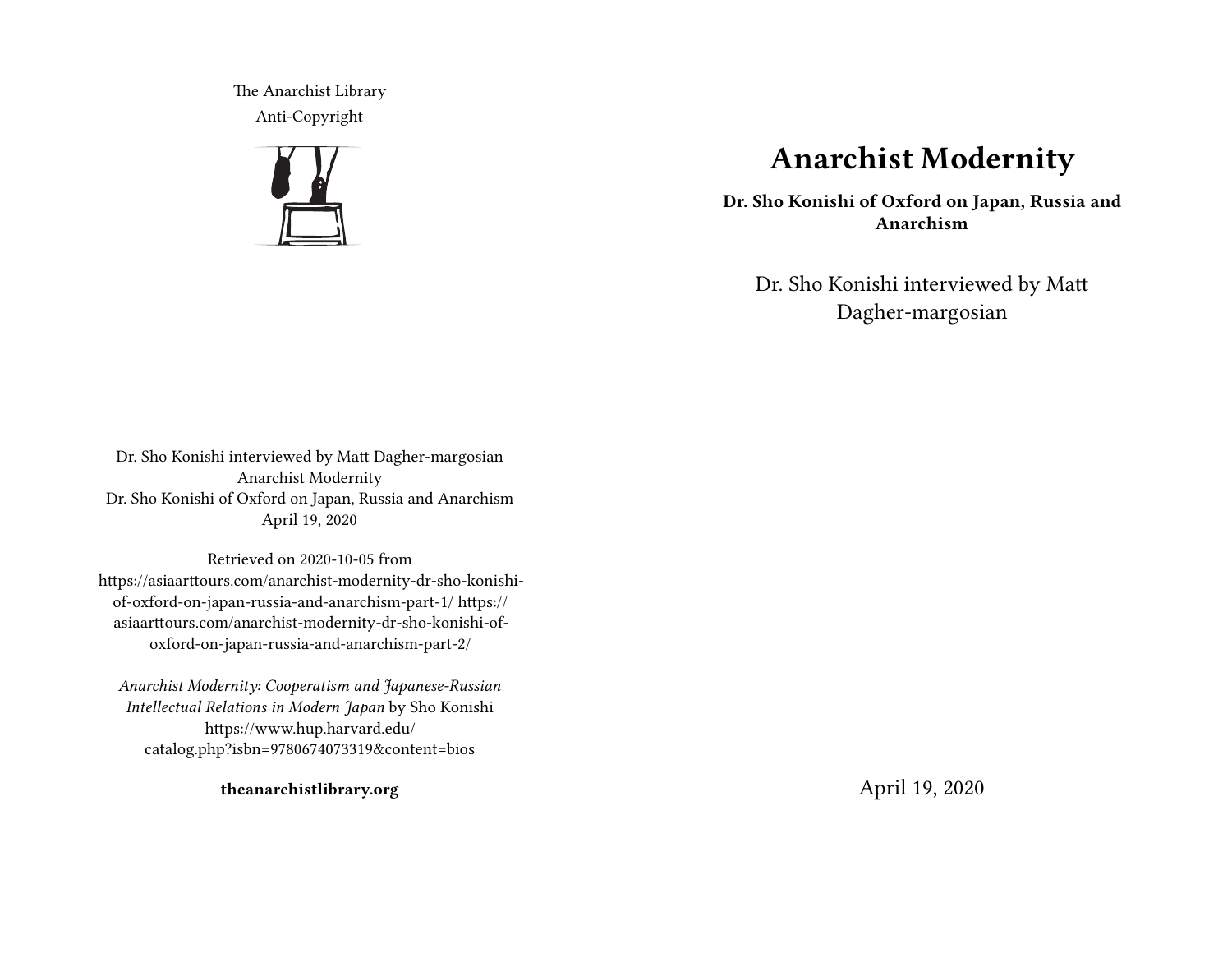The Anarchist Library
Anti-Copyright

Dr. Sho Konishi interviewed by Matt Dagher-margosian
Anarchist Modernity
Dr. Sho Konishi of Oxford on Japan, Russia and Anarchism
April 19, 2020

Retrieved on 2020-10-05 from https://asiaarttours.com/anarchist-modernity-dr-sho-konishi-of-oxford-on-japan-russia-and-anarchism-part-1/ https://asiaarttours.com/anarchist-modernity-dr-sho-konishi-of-oxford-on-japan-russia-and-anarchism-part-2/

*Anarchist Modernity: Cooperatism and Japanese-Russian Intellectual Relations in Modern Japan* by Sho Konishi https://www.hup.harvard.edu/catalog.php?isbn=9780674073319&content=bios

**theanarchistlibrary.org**

# Anarchist Modernity

**Dr. Sho Konishi of Oxford on Japan, Russia and Anarchism**

Dr. Sho Konishi interviewed by Matt Dagher-margosian

April 19, 2020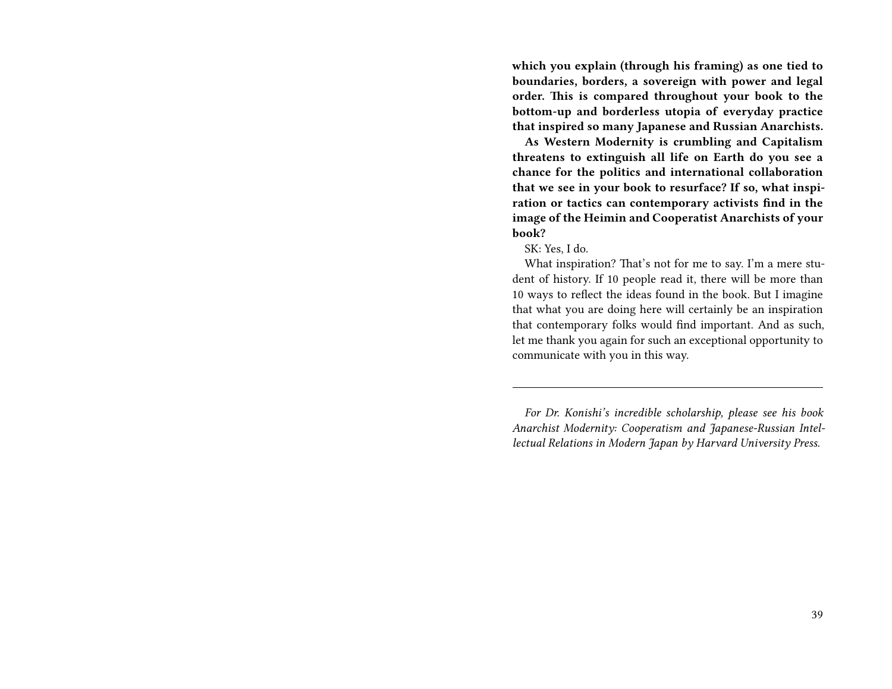**which you explain (through his framing) as one tied to boundaries, borders, a sovereign with power and legal order. This is compared throughout your book to the bottom-up and borderless utopia of everyday practice that inspired so many Japanese and Russian Anarchists.**

**As Western Modernity is crumbling and Capitalism threatens to extinguish all life on Earth do you see a chance for the politics and international collaboration that we see in your book to resurface? If so, what inspiration or tactics can contemporary activists find in the image of the Heimin and Cooperatist Anarchists of your book?**

SK: Yes, I do.

What inspiration? That's not for me to say. I'm a mere student of history. If 10 people read it, there will be more than 10 ways to reflect the ideas found in the book. But I imagine that what you are doing here will certainly be an inspiration that contemporary folks would find important. And as such, let me thank you again for such an exceptional opportunity to communicate with you in this way.

---

*For Dr. Konishi's incredible scholarship, please see his book Anarchist Modernity: Cooperatism and Japanese-Russian Intellectual Relations in Modern Japan by Harvard University Press.*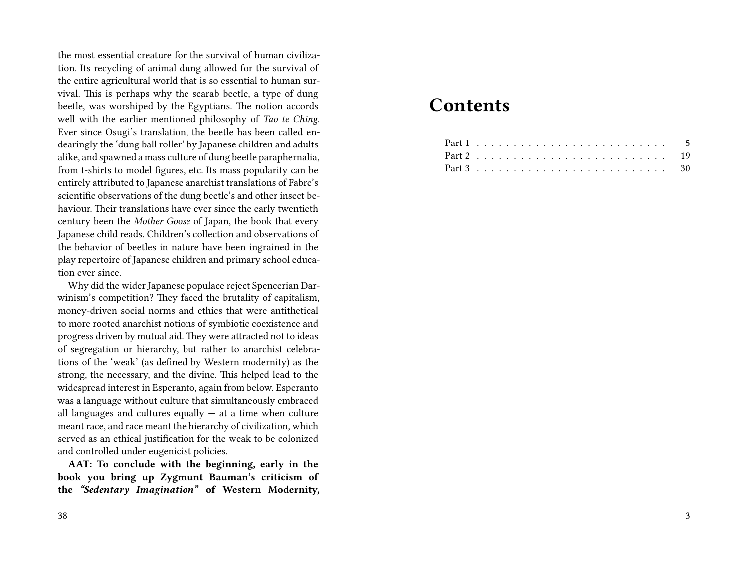the most essential creature for the survival of human civilization. Its recycling of animal dung allowed for the survival of the entire agricultural world that is so essential to human survival. This is perhaps why the scarab beetle, a type of dung beetle, was worshiped by the Egyptians. The notion accords well with the earlier mentioned philosophy of *Tao te Ching*. Ever since Osugi's translation, the beetle has been called endearingly the 'dung ball roller' by Japanese children and adults alike, and spawned a mass culture of dung beetle paraphernalia, from t-shirts to model figures, etc. Its mass popularity can be entirely attributed to Japanese anarchist translations of Fabre's scientific observations of the dung beetle's and other insect behaviour. Their translations have ever since the early twentieth century been the *Mother Goose* of Japan, the book that every Japanese child reads. Children's collection and observations of the behavior of beetles in nature have been ingrained in the play repertoire of Japanese children and primary school education ever since.

Why did the wider Japanese populace reject Spencerian Darwinism's competition? They faced the brutality of capitalism, money-driven social norms and ethics that were antithetical to more rooted anarchist notions of symbiotic coexistence and progress driven by mutual aid. They were attracted not to ideas of segregation or hierarchy, but rather to anarchist celebrations of the 'weak' (as defined by Western modernity) as the strong, the necessary, and the divine. This helped lead to the widespread interest in Esperanto, again from below. Esperanto was a language without culture that simultaneously embraced all languages and cultures equally — at a time when culture meant race, and race meant the hierarchy of civilization, which served as an ethical justification for the weak to be colonized and controlled under eugenicist policies.

**AAT: To conclude with the beginning, early in the book you bring up Zygmunt Bauman's criticism of the *"Sedentary Imagination"* of Western Modernity,**

# Contents

Part 1 . . . . . . . . . . . . . . . . . . . . . . . . 5
Part 2 . . . . . . . . . . . . . . . . . . . . . . . . 19
Part 3 . . . . . . . . . . . . . . . . . . . . . . . . 30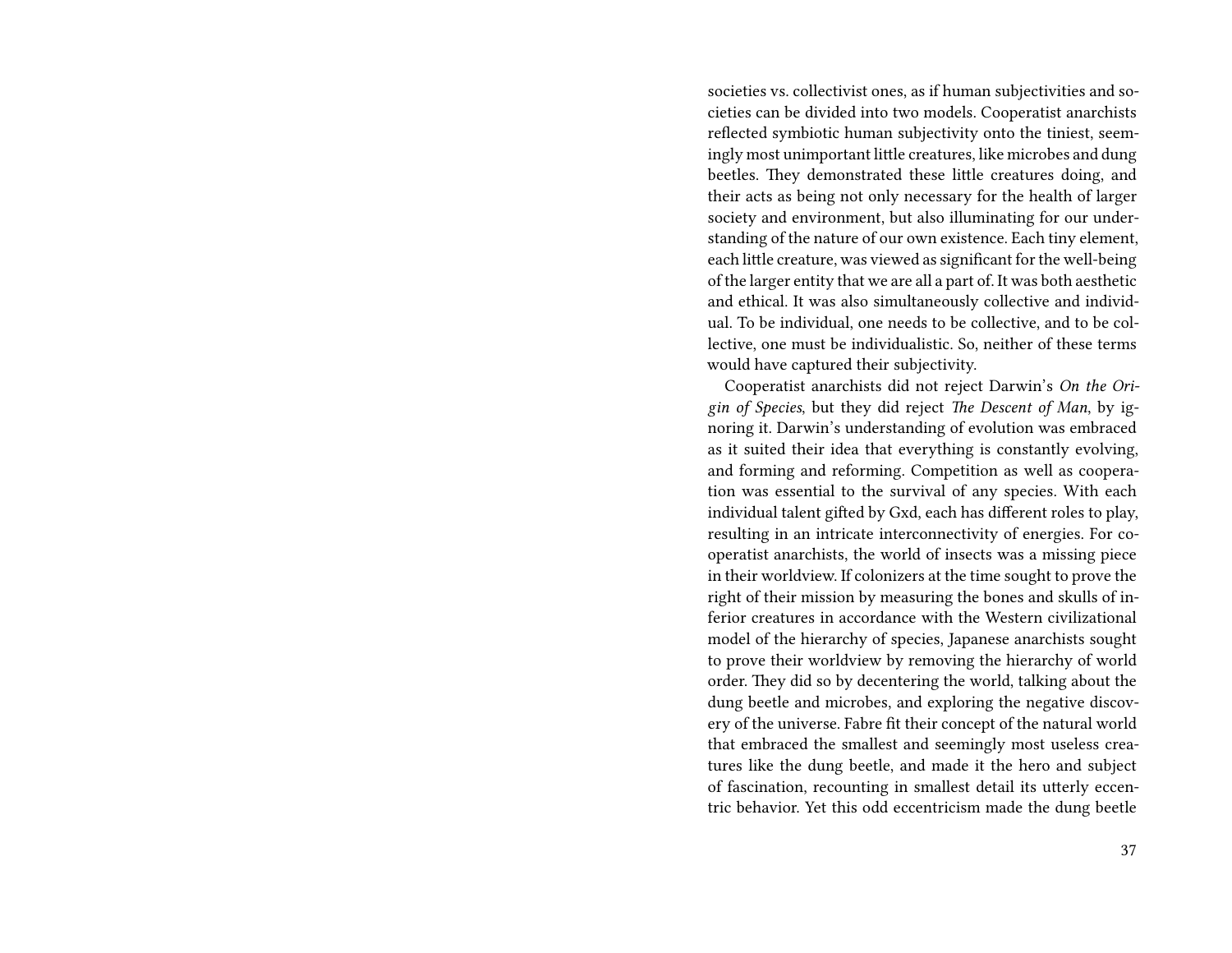societies vs. collectivist ones, as if human subjectivities and societies can be divided into two models. Cooperatist anarchists reflected symbiotic human subjectivity onto the tiniest, seemingly most unimportant little creatures, like microbes and dung beetles. They demonstrated these little creatures doing, and their acts as being not only necessary for the health of larger society and environment, but also illuminating for our understanding of the nature of our own existence. Each tiny element, each little creature, was viewed as significant for the well-being of the larger entity that we are all a part of. It was both aesthetic and ethical. It was also simultaneously collective and individual. To be individual, one needs to be collective, and to be collective, one must be individualistic. So, neither of these terms would have captured their subjectivity.

Cooperatist anarchists did not reject Darwin's *On the Origin of Species*, but they did reject *The Descent of Man*, by ignoring it. Darwin's understanding of evolution was embraced as it suited their idea that everything is constantly evolving, and forming and reforming. Competition as well as cooperation was essential to the survival of any species. With each individual talent gifted by Gxd, each has different roles to play, resulting in an intricate interconnectivity of energies. For cooperatist anarchists, the world of insects was a missing piece in their worldview. If colonizers at the time sought to prove the right of their mission by measuring the bones and skulls of inferior creatures in accordance with the Western civilizational model of the hierarchy of species, Japanese anarchists sought to prove their worldview by removing the hierarchy of world order. They did so by decentering the world, talking about the dung beetle and microbes, and exploring the negative discovery of the universe. Fabre fit their concept of the natural world that embraced the smallest and seemingly most useless creatures like the dung beetle, and made it the hero and subject of fascination, recounting in smallest detail its utterly eccentric behavior. Yet this odd eccentricism made the dung beetle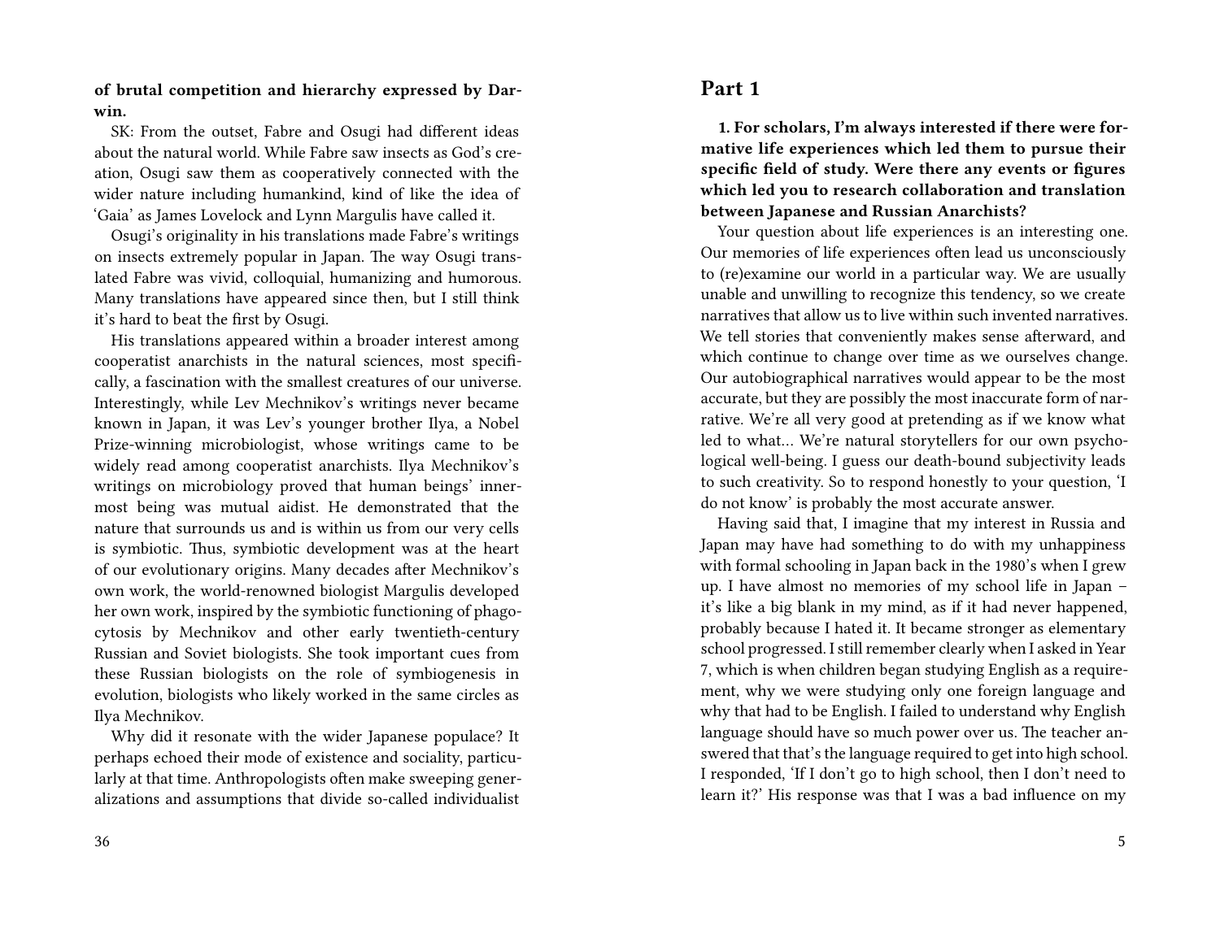**of brutal competition and hierarchy expressed by Darwin.**

SK: From the outset, Fabre and Osugi had different ideas about the natural world. While Fabre saw insects as God's creation, Osugi saw them as cooperatively connected with the wider nature including humankind, kind of like the idea of 'Gaia' as James Lovelock and Lynn Margulis have called it.

Osugi's originality in his translations made Fabre's writings on insects extremely popular in Japan. The way Osugi translated Fabre was vivid, colloquial, humanizing and humorous. Many translations have appeared since then, but I still think it's hard to beat the first by Osugi.

His translations appeared within a broader interest among cooperatist anarchists in the natural sciences, most specifically, a fascination with the smallest creatures of our universe. Interestingly, while Lev Mechnikov's writings never became known in Japan, it was Lev's younger brother Ilya, a Nobel Prize-winning microbiologist, whose writings came to be widely read among cooperatist anarchists. Ilya Mechnikov's writings on microbiology proved that human beings' innermost being was mutual aidist. He demonstrated that the nature that surrounds us and is within us from our very cells is symbiotic. Thus, symbiotic development was at the heart of our evolutionary origins. Many decades after Mechnikov's own work, the world-renowned biologist Margulis developed her own work, inspired by the symbiotic functioning of phagocytosis by Mechnikov and other early twentieth-century Russian and Soviet biologists. She took important cues from these Russian biologists on the role of symbiogenesis in evolution, biologists who likely worked in the same circles as Ilya Mechnikov.

Why did it resonate with the wider Japanese populace? It perhaps echoed their mode of existence and sociality, particularly at that time. Anthropologists often make sweeping generalizations and assumptions that divide so-called individualist

## Part 1

**1. For scholars, I'm always interested if there were formative life experiences which led them to pursue their specific field of study. Were there any events or figures which led you to research collaboration and translation between Japanese and Russian Anarchists?**

Your question about life experiences is an interesting one. Our memories of life experiences often lead us unconsciously to (re)examine our world in a particular way. We are usually unable and unwilling to recognize this tendency, so we create narratives that allow us to live within such invented narratives. We tell stories that conveniently makes sense afterward, and which continue to change over time as we ourselves change. Our autobiographical narratives would appear to be the most accurate, but they are possibly the most inaccurate form of narrative. We're all very good at pretending as if we know what led to what… We're natural storytellers for our own psychological well-being. I guess our death-bound subjectivity leads to such creativity. So to respond honestly to your question, 'I do not know' is probably the most accurate answer.

Having said that, I imagine that my interest in Russia and Japan may have had something to do with my unhappiness with formal schooling in Japan back in the 1980's when I grew up. I have almost no memories of my school life in Japan – it's like a big blank in my mind, as if it had never happened, probably because I hated it. It became stronger as elementary school progressed. I still remember clearly when I asked in Year 7, which is when children began studying English as a requirement, why we were studying only one foreign language and why that had to be English. I failed to understand why English language should have so much power over us. The teacher answered that that's the language required to get into high school. I responded, 'If I don't go to high school, then I don't need to learn it?' His response was that I was a bad influence on my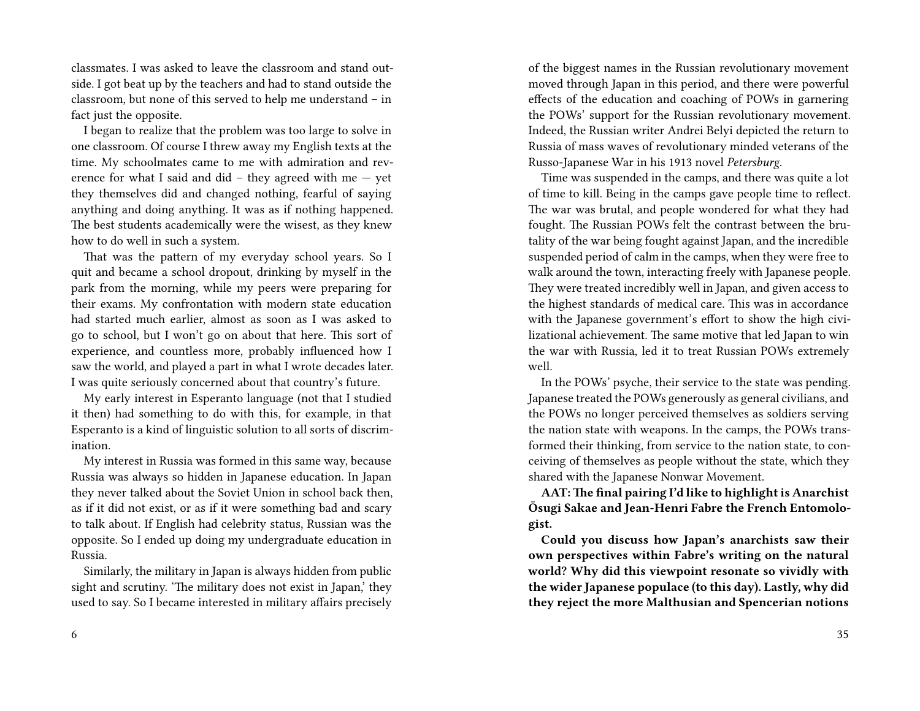classmates. I was asked to leave the classroom and stand outside. I got beat up by the teachers and had to stand outside the classroom, but none of this served to help me understand – in fact just the opposite.

I began to realize that the problem was too large to solve in one classroom. Of course I threw away my English texts at the time. My schoolmates came to me with admiration and reverence for what I said and did – they agreed with me — yet they themselves did and changed nothing, fearful of saying anything and doing anything. It was as if nothing happened. The best students academically were the wisest, as they knew how to do well in such a system.

That was the pattern of my everyday school years. So I quit and became a school dropout, drinking by myself in the park from the morning, while my peers were preparing for their exams. My confrontation with modern state education had started much earlier, almost as soon as I was asked to go to school, but I won't go on about that here. This sort of experience, and countless more, probably influenced how I saw the world, and played a part in what I wrote decades later. I was quite seriously concerned about that country's future.

My early interest in Esperanto language (not that I studied it then) had something to do with this, for example, in that Esperanto is a kind of linguistic solution to all sorts of discrimination.

My interest in Russia was formed in this same way, because Russia was always so hidden in Japanese education. In Japan they never talked about the Soviet Union in school back then, as if it did not exist, or as if it were something bad and scary to talk about. If English had celebrity status, Russian was the opposite. So I ended up doing my undergraduate education in Russia.

Similarly, the military in Japan is always hidden from public sight and scrutiny. 'The military does not exist in Japan,' they used to say. So I became interested in military affairs precisely

of the biggest names in the Russian revolutionary movement moved through Japan in this period, and there were powerful effects of the education and coaching of POWs in garnering the POWs' support for the Russian revolutionary movement. Indeed, the Russian writer Andrei Belyi depicted the return to Russia of mass waves of revolutionary minded veterans of the Russo-Japanese War in his 1913 novel *Petersburg*.

Time was suspended in the camps, and there was quite a lot of time to kill. Being in the camps gave people time to reflect. The war was brutal, and people wondered for what they had fought. The Russian POWs felt the contrast between the brutality of the war being fought against Japan, and the incredible suspended period of calm in the camps, when they were free to walk around the town, interacting freely with Japanese people. They were treated incredibly well in Japan, and given access to the highest standards of medical care. This was in accordance with the Japanese government's effort to show the high civilizational achievement. The same motive that led Japan to win the war with Russia, led it to treat Russian POWs extremely well.

In the POWs' psyche, their service to the state was pending. Japanese treated the POWs generously as general civilians, and the POWs no longer perceived themselves as soldiers serving the nation state with weapons. In the camps, the POWs transformed their thinking, from service to the nation state, to conceiving of themselves as people without the state, which they shared with the Japanese Nonwar Movement.

**AAT: The final pairing I'd like to highlight is Anarchist Ōsugi Sakae and Jean-Henri Fabre the French Entomologist.**

**Could you discuss how Japan's anarchists saw their own perspectives within Fabre's writing on the natural world? Why did this viewpoint resonate so vividly with the wider Japanese populace (to this day). Lastly, why did they reject the more Malthusian and Spencerian notions**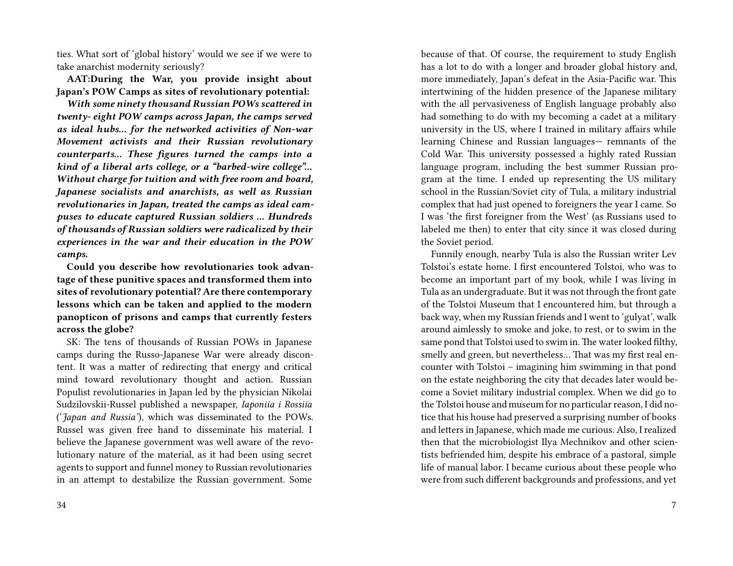ties. What sort of 'global history' would we see if we were to take anarchist modernity seriously?

**AAT:During the War, you provide insight about Japan's POW Camps as sites of revolutionary potential:**

***With some ninety thousand Russian POWs scattered in twenty- eight POW camps across Japan, the camps served as ideal hubs… for the networked activities of Non-war Movement activists and their Russian revolutionary counterparts… These figures turned the camps into a kind of a liberal arts college, or a "barbed-wire college"… Without charge for tuition and with free room and board, Japanese socialists and anarchists, as well as Russian revolutionaries in Japan, treated the camps as ideal campuses to educate captured Russian soldiers … Hundreds of thousands of Russian soldiers were radicalized by their experiences in the war and their education in the POW camps.***

**Could you describe how revolutionaries took advantage of these punitive spaces and transformed them into sites of revolutionary potential? Are there contemporary lessons which can be taken and applied to the modern panopticon of prisons and camps that currently festers across the globe?**

SK: The tens of thousands of Russian POWs in Japanese camps during the Russo-Japanese War were already discontent. It was a matter of redirecting that energy and critical mind toward revolutionary thought and action. Russian Populist revolutionaries in Japan led by the physician Nikolai Sudzilovskii-Russel published a newspaper, *Iaponiia i Rossiia* (*'Japan and Russia'*), which was disseminated to the POWs. Russel was given free hand to disseminate his material. I believe the Japanese government was well aware of the revolutionary nature of the material, as it had been using secret agents to support and funnel money to Russian revolutionaries in an attempt to destabilize the Russian government. Some

because of that. Of course, the requirement to study English has a lot to do with a longer and broader global history and, more immediately, Japan's defeat in the Asia-Pacific war. This intertwining of the hidden presence of the Japanese military with the all pervasiveness of English language probably also had something to do with my becoming a cadet at a military university in the US, where I trained in military affairs while learning Chinese and Russian languages— remnants of the Cold War. This university possessed a highly rated Russian language program, including the best summer Russian program at the time. I ended up representing the US military school in the Russian/Soviet city of Tula, a military industrial complex that had just opened to foreigners the year I came. So I was 'the first foreigner from the West' (as Russians used to labeled me then) to enter that city since it was closed during the Soviet period.

Funnily enough, nearby Tula is also the Russian writer Lev Tolstoi's estate home. I first encountered Tolstoi, who was to become an important part of my book, while I was living in Tula as an undergraduate. But it was not through the front gate of the Tolstoi Museum that I encountered him, but through a back way, when my Russian friends and I went to 'gulyat', walk around aimlessly to smoke and joke, to rest, or to swim in the same pond that Tolstoi used to swim in. The water looked filthy, smelly and green, but nevertheless… That was my first real encounter with Tolstoi – imagining him swimming in that pond on the estate neighboring the city that decades later would become a Soviet military industrial complex. When we did go to the Tolstoi house and museum for no particular reason, I did notice that his house had preserved a surprising number of books and letters in Japanese, which made me curious. Also, I realized then that the microbiologist Ilya Mechnikov and other scientists befriended him, despite his embrace of a pastoral, simple life of manual labor. I became curious about these people who were from such different backgrounds and professions, and yet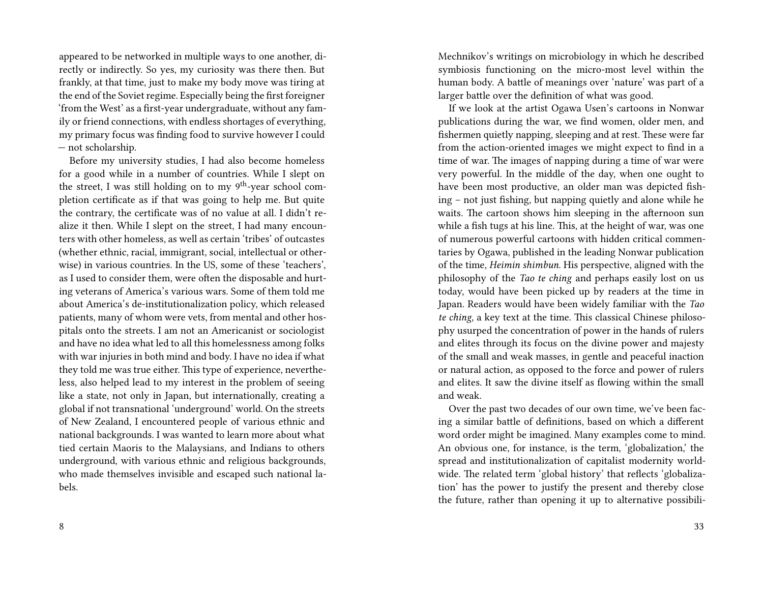appeared to be networked in multiple ways to one another, directly or indirectly. So yes, my curiosity was there then. But frankly, at that time, just to make my body move was tiring at the end of the Soviet regime. Especially being the first foreigner 'from the West' as a first-year undergraduate, without any family or friend connections, with endless shortages of everything, my primary focus was finding food to survive however I could — not scholarship.

Before my university studies, I had also become homeless for a good while in a number of countries. While I slept on the street, I was still holding on to my 9th-year school completion certificate as if that was going to help me. But quite the contrary, the certificate was of no value at all. I didn't realize it then. While I slept on the street, I had many encounters with other homeless, as well as certain 'tribes' of outcastes (whether ethnic, racial, immigrant, social, intellectual or otherwise) in various countries. In the US, some of these 'teachers', as I used to consider them, were often the disposable and hurting veterans of America's various wars. Some of them told me about America's de-institutionalization policy, which released patients, many of whom were vets, from mental and other hospitals onto the streets. I am not an Americanist or sociologist and have no idea what led to all this homelessness among folks with war injuries in both mind and body. I have no idea if what they told me was true either. This type of experience, nevertheless, also helped lead to my interest in the problem of seeing like a state, not only in Japan, but internationally, creating a global if not transnational 'underground' world. On the streets of New Zealand, I encountered people of various ethnic and national backgrounds. I was wanted to learn more about what tied certain Maoris to the Malaysians, and Indians to others underground, with various ethnic and religious backgrounds, who made themselves invisible and escaped such national labels.

Mechnikov's writings on microbiology in which he described symbiosis functioning on the micro-most level within the human body. A battle of meanings over 'nature' was part of a larger battle over the definition of what was good.

If we look at the artist Ogawa Usen's cartoons in Nonwar publications during the war, we find women, older men, and fishermen quietly napping, sleeping and at rest. These were far from the action-oriented images we might expect to find in a time of war. The images of napping during a time of war were very powerful. In the middle of the day, when one ought to have been most productive, an older man was depicted fishing – not just fishing, but napping quietly and alone while he waits. The cartoon shows him sleeping in the afternoon sun while a fish tugs at his line. This, at the height of war, was one of numerous powerful cartoons with hidden critical commentaries by Ogawa, published in the leading Nonwar publication of the time, *Heimin shimbun*. His perspective, aligned with the philosophy of the *Tao te ching* and perhaps easily lost on us today, would have been picked up by readers at the time in Japan. Readers would have been widely familiar with the *Tao te ching*, a key text at the time. This classical Chinese philosophy usurped the concentration of power in the hands of rulers and elites through its focus on the divine power and majesty of the small and weak masses, in gentle and peaceful inaction or natural action, as opposed to the force and power of rulers and elites. It saw the divine itself as flowing within the small and weak.

Over the past two decades of our own time, we've been facing a similar battle of definitions, based on which a different word order might be imagined. Many examples come to mind. An obvious one, for instance, is the term, 'globalization,' the spread and institutionalization of capitalist modernity worldwide. The related term 'global history' that reflects 'globalization' has the power to justify the present and thereby close the future, rather than opening it up to alternative possibili-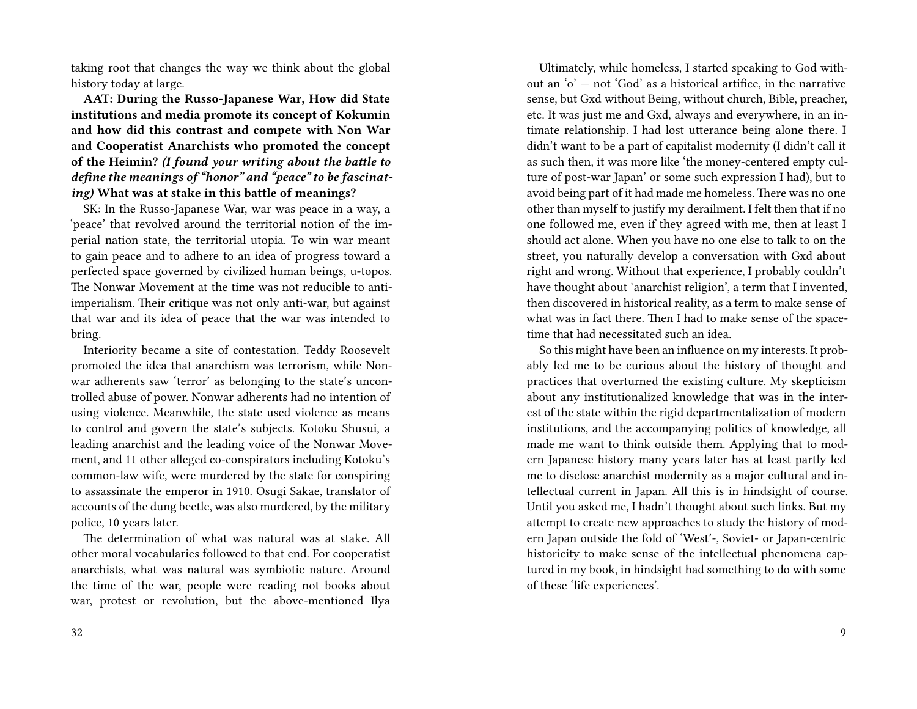taking root that changes the way we think about the global history today at large.

**AAT: During the Russo-Japanese War, How did State institutions and media promote its concept of Kokumin and how did this contrast and compete with Non War and Cooperatist Anarchists who promoted the concept of the Heimin?** ***(I found your writing about the battle to define the meanings of "honor" and "peace" to be fascinating)*** **What was at stake in this battle of meanings?**

SK: In the Russo-Japanese War, war was peace in a way, a 'peace' that revolved around the territorial notion of the imperial nation state, the territorial utopia. To win war meant to gain peace and to adhere to an idea of progress toward a perfected space governed by civilized human beings, u-topos. The Nonwar Movement at the time was not reducible to anti-imperialism. Their critique was not only anti-war, but against that war and its idea of peace that the war was intended to bring.

Interiority became a site of contestation. Teddy Roosevelt promoted the idea that anarchism was terrorism, while Nonwar adherents saw 'terror' as belonging to the state's uncontrolled abuse of power. Nonwar adherents had no intention of using violence. Meanwhile, the state used violence as means to control and govern the state's subjects. Kotoku Shusui, a leading anarchist and the leading voice of the Nonwar Movement, and 11 other alleged co-conspirators including Kotoku's common-law wife, were murdered by the state for conspiring to assassinate the emperor in 1910. Osugi Sakae, translator of accounts of the dung beetle, was also murdered, by the military police, 10 years later.

The determination of what was natural was at stake. All other moral vocabularies followed to that end. For cooperatist anarchists, what was natural was symbiotic nature. Around the time of the war, people were reading not books about war, protest or revolution, but the above-mentioned Ilya

Ultimately, while homeless, I started speaking to God without an 'o' — not 'God' as a historical artifice, in the narrative sense, but Gxd without Being, without church, Bible, preacher, etc. It was just me and Gxd, always and everywhere, in an intimate relationship. I had lost utterance being alone there. I didn't want to be a part of capitalist modernity (I didn't call it as such then, it was more like 'the money-centered empty culture of post-war Japan' or some such expression I had), but to avoid being part of it had made me homeless. There was no one other than myself to justify my derailment. I felt then that if no one followed me, even if they agreed with me, then at least I should act alone. When you have no one else to talk to on the street, you naturally develop a conversation with Gxd about right and wrong. Without that experience, I probably couldn't have thought about 'anarchist religion', a term that I invented, then discovered in historical reality, as a term to make sense of what was in fact there. Then I had to make sense of the space-time that had necessitated such an idea.

So this might have been an influence on my interests. It probably led me to be curious about the history of thought and practices that overturned the existing culture. My skepticism about any institutionalized knowledge that was in the interest of the state within the rigid departmentalization of modern institutions, and the accompanying politics of knowledge, all made me want to think outside them. Applying that to modern Japanese history many years later has at least partly led me to disclose anarchist modernity as a major cultural and intellectual current in Japan. All this is in hindsight of course. Until you asked me, I hadn't thought about such links. But my attempt to create new approaches to study the history of modern Japan outside the fold of 'West'-, Soviet- or Japan-centric historicity to make sense of the intellectual phenomena captured in my book, in hindsight had something to do with some of these 'life experiences'.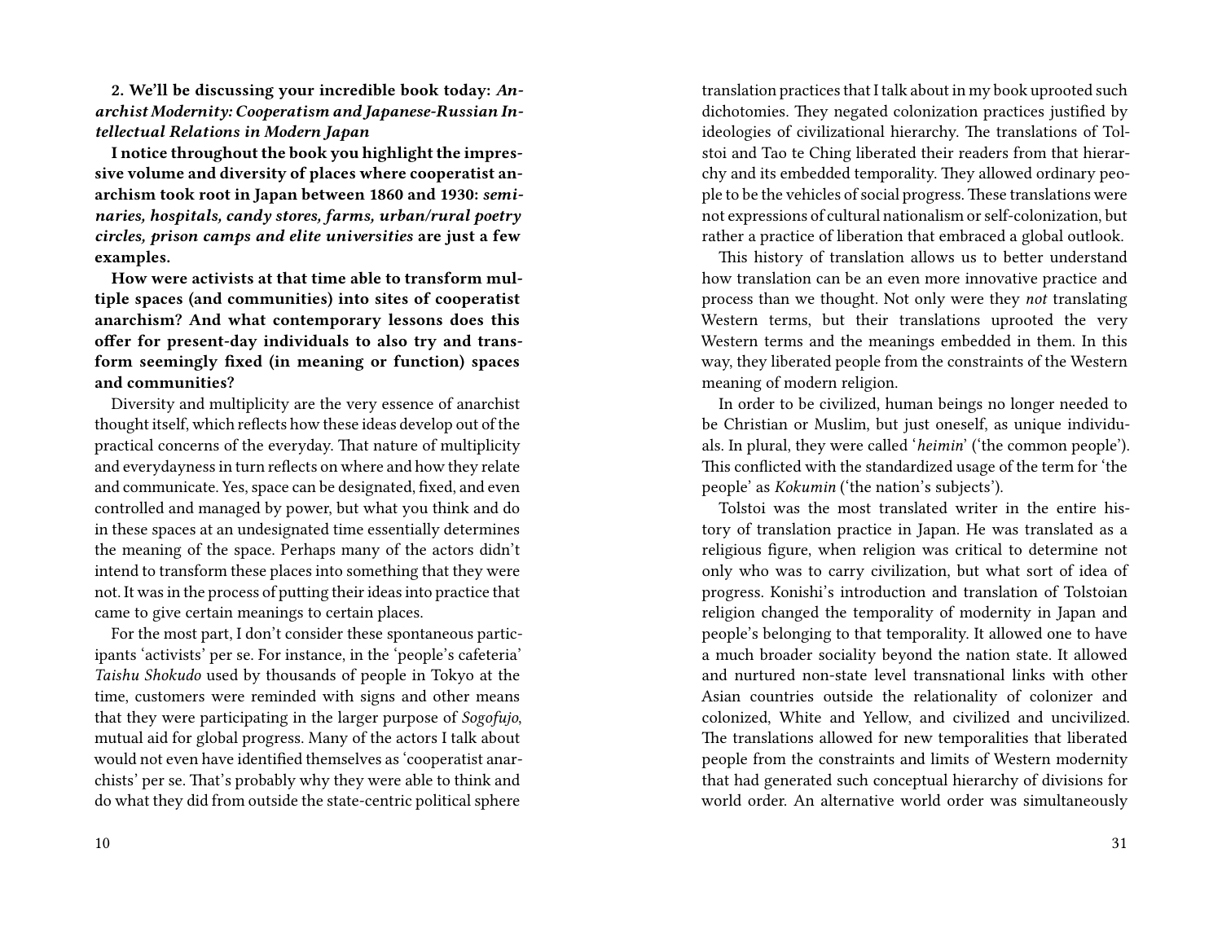**2. We'll be discussing your incredible book today: *Anarchist Modernity: Cooperatism and Japanese-Russian Intellectual Relations in Modern Japan***

**I notice throughout the book you highlight the impressive volume and diversity of places where cooperatist anarchism took root in Japan between 1860 and 1930: *seminaries, hospitals, candy stores, farms, urban/rural poetry circles, prison camps and elite universities* are just a few examples.**

**How were activists at that time able to transform multiple spaces (and communities) into sites of cooperatist anarchism? And what contemporary lessons does this offer for present-day individuals to also try and transform seemingly fixed (in meaning or function) spaces and communities?**

Diversity and multiplicity are the very essence of anarchist thought itself, which reflects how these ideas develop out of the practical concerns of the everyday. That nature of multiplicity and everydayness in turn reflects on where and how they relate and communicate. Yes, space can be designated, fixed, and even controlled and managed by power, but what you think and do in these spaces at an undesignated time essentially determines the meaning of the space. Perhaps many of the actors didn't intend to transform these places into something that they were not. It was in the process of putting their ideas into practice that came to give certain meanings to certain places.

For the most part, I don't consider these spontaneous participants 'activists' per se. For instance, in the 'people's cafeteria' *Taishu Shokudo* used by thousands of people in Tokyo at the time, customers were reminded with signs and other means that they were participating in the larger purpose of *Sogofujo*, mutual aid for global progress. Many of the actors I talk about would not even have identified themselves as 'cooperatist anarchists' per se. That's probably why they were able to think and do what they did from outside the state-centric political sphere

translation practices that I talk about in my book uprooted such dichotomies. They negated colonization practices justified by ideologies of civilizational hierarchy. The translations of Tolstoi and Tao te Ching liberated their readers from that hierarchy and its embedded temporality. They allowed ordinary people to be the vehicles of social progress. These translations were not expressions of cultural nationalism or self-colonization, but rather a practice of liberation that embraced a global outlook.

This history of translation allows us to better understand how translation can be an even more innovative practice and process than we thought. Not only were they *not* translating Western terms, but their translations uprooted the very Western terms and the meanings embedded in them. In this way, they liberated people from the constraints of the Western meaning of modern religion.

In order to be civilized, human beings no longer needed to be Christian or Muslim, but just oneself, as unique individuals. In plural, they were called '*heimin*' ('the common people'). This conflicted with the standardized usage of the term for 'the people' as *Kokumin* ('the nation's subjects').

Tolstoi was the most translated writer in the entire history of translation practice in Japan. He was translated as a religious figure, when religion was critical to determine not only who was to carry civilization, but what sort of idea of progress. Konishi's introduction and translation of Tolstoian religion changed the temporality of modernity in Japan and people's belonging to that temporality. It allowed one to have a much broader sociality beyond the nation state. It allowed and nurtured non-state level transnational links with other Asian countries outside the relationality of colonizer and colonized, White and Yellow, and civilized and uncivilized. The translations allowed for new temporalities that liberated people from the constraints and limits of Western modernity that had generated such conceptual hierarchy of divisions for world order. An alternative world order was simultaneously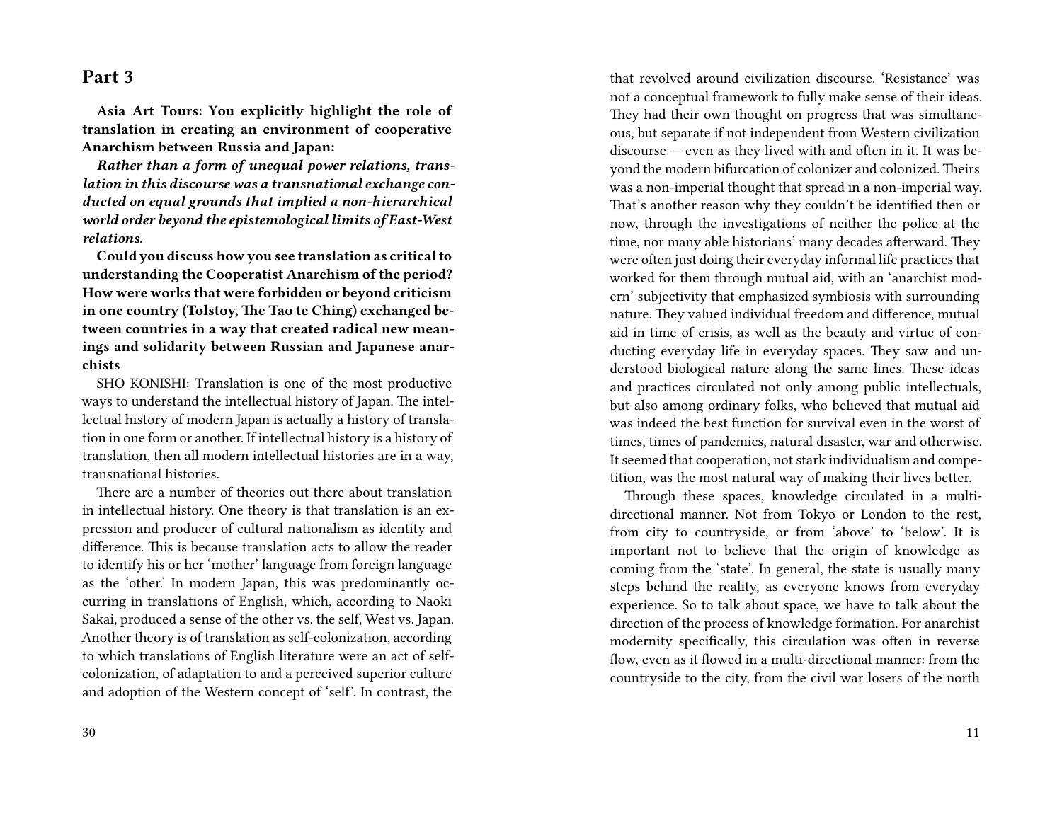## Part 3

**Asia Art Tours: You explicitly highlight the role of translation in creating an environment of cooperative Anarchism between Russia and Japan:**

***Rather than a form of unequal power relations, translation in this discourse was a transnational exchange conducted on equal grounds that implied a non-hierarchical world order beyond the epistemological limits of East-West relations.***

**Could you discuss how you see translation as critical to understanding the Cooperatist Anarchism of the period? How were works that were forbidden or beyond criticism in one country (Tolstoy, The Tao te Ching) exchanged between countries in a way that created radical new meanings and solidarity between Russian and Japanese anarchists**

SHO KONISHI: Translation is one of the most productive ways to understand the intellectual history of Japan. The intellectual history of modern Japan is actually a history of translation in one form or another. If intellectual history is a history of translation, then all modern intellectual histories are in a way, transnational histories.

There are a number of theories out there about translation in intellectual history. One theory is that translation is an expression and producer of cultural nationalism as identity and difference. This is because translation acts to allow the reader to identify his or her 'mother' language from foreign language as the 'other.' In modern Japan, this was predominantly occurring in translations of English, which, according to Naoki Sakai, produced a sense of the other vs. the self, West vs. Japan. Another theory is of translation as self-colonization, according to which translations of English literature were an act of self-colonization, of adaptation to and a perceived superior culture and adoption of the Western concept of 'self'. In contrast, the

that revolved around civilization discourse. 'Resistance' was not a conceptual framework to fully make sense of their ideas. They had their own thought on progress that was simultaneous, but separate if not independent from Western civilization discourse — even as they lived with and often in it. It was beyond the modern bifurcation of colonizer and colonized. Theirs was a non-imperial thought that spread in a non-imperial way. That's another reason why they couldn't be identified then or now, through the investigations of neither the police at the time, nor many able historians' many decades afterward. They were often just doing their everyday informal life practices that worked for them through mutual aid, with an 'anarchist modern' subjectivity that emphasized symbiosis with surrounding nature. They valued individual freedom and difference, mutual aid in time of crisis, as well as the beauty and virtue of conducting everyday life in everyday spaces. They saw and understood biological nature along the same lines. These ideas and practices circulated not only among public intellectuals, but also among ordinary folks, who believed that mutual aid was indeed the best function for survival even in the worst of times, times of pandemics, natural disaster, war and otherwise. It seemed that cooperation, not stark individualism and competition, was the most natural way of making their lives better.

Through these spaces, knowledge circulated in a multi-directional manner. Not from Tokyo or London to the rest, from city to countryside, or from 'above' to 'below'. It is important not to believe that the origin of knowledge as coming from the 'state'. In general, the state is usually many steps behind the reality, as everyone knows from everyday experience. So to talk about space, we have to talk about the direction of the process of knowledge formation. For anarchist modernity specifically, this circulation was often in reverse flow, even as it flowed in a multi-directional manner: from the countryside to the city, from the civil war losers of the north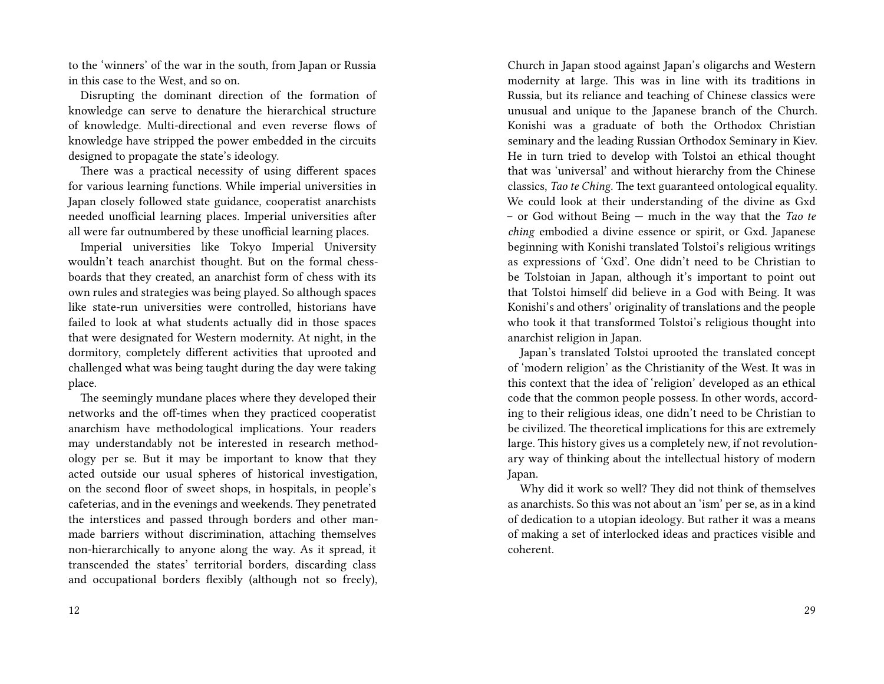to the 'winners' of the war in the south, from Japan or Russia in this case to the West, and so on.

Disrupting the dominant direction of the formation of knowledge can serve to denature the hierarchical structure of knowledge. Multi-directional and even reverse flows of knowledge have stripped the power embedded in the circuits designed to propagate the state's ideology.

There was a practical necessity of using different spaces for various learning functions. While imperial universities in Japan closely followed state guidance, cooperatist anarchists needed unofficial learning places. Imperial universities after all were far outnumbered by these unofficial learning places.

Imperial universities like Tokyo Imperial University wouldn't teach anarchist thought. But on the formal chessboards that they created, an anarchist form of chess with its own rules and strategies was being played. So although spaces like state-run universities were controlled, historians have failed to look at what students actually did in those spaces that were designated for Western modernity. At night, in the dormitory, completely different activities that uprooted and challenged what was being taught during the day were taking place.

The seemingly mundane places where they developed their networks and the off-times when they practiced cooperatist anarchism have methodological implications. Your readers may understandably not be interested in research methodology per se. But it may be important to know that they acted outside our usual spheres of historical investigation, on the second floor of sweet shops, in hospitals, in people's cafeterias, and in the evenings and weekends. They penetrated the interstices and passed through borders and other man-made barriers without discrimination, attaching themselves non-hierarchically to anyone along the way. As it spread, it transcended the states' territorial borders, discarding class and occupational borders flexibly (although not so freely),

Church in Japan stood against Japan's oligarchs and Western modernity at large. This was in line with its traditions in Russia, but its reliance and teaching of Chinese classics were unusual and unique to the Japanese branch of the Church. Konishi was a graduate of both the Orthodox Christian seminary and the leading Russian Orthodox Seminary in Kiev. He in turn tried to develop with Tolstoi an ethical thought that was 'universal' and without hierarchy from the Chinese classics, *Tao te Ching*. The text guaranteed ontological equality. We could look at their understanding of the divine as Gxd – or God without Being — much in the way that the *Tao te ching* embodied a divine essence or spirit, or Gxd. Japanese beginning with Konishi translated Tolstoi's religious writings as expressions of 'Gxd'. One didn't need to be Christian to be Tolstoian in Japan, although it's important to point out that Tolstoi himself did believe in a God with Being. It was Konishi's and others' originality of translations and the people who took it that transformed Tolstoi's religious thought into anarchist religion in Japan.

Japan's translated Tolstoi uprooted the translated concept of 'modern religion' as the Christianity of the West. It was in this context that the idea of 'religion' developed as an ethical code that the common people possess. In other words, according to their religious ideas, one didn't need to be Christian to be civilized. The theoretical implications for this are extremely large. This history gives us a completely new, if not revolutionary way of thinking about the intellectual history of modern Japan.

Why did it work so well? They did not think of themselves as anarchists. So this was not about an 'ism' per se, as in a kind of dedication to a utopian ideology. But rather it was a means of making a set of interlocked ideas and practices visible and coherent.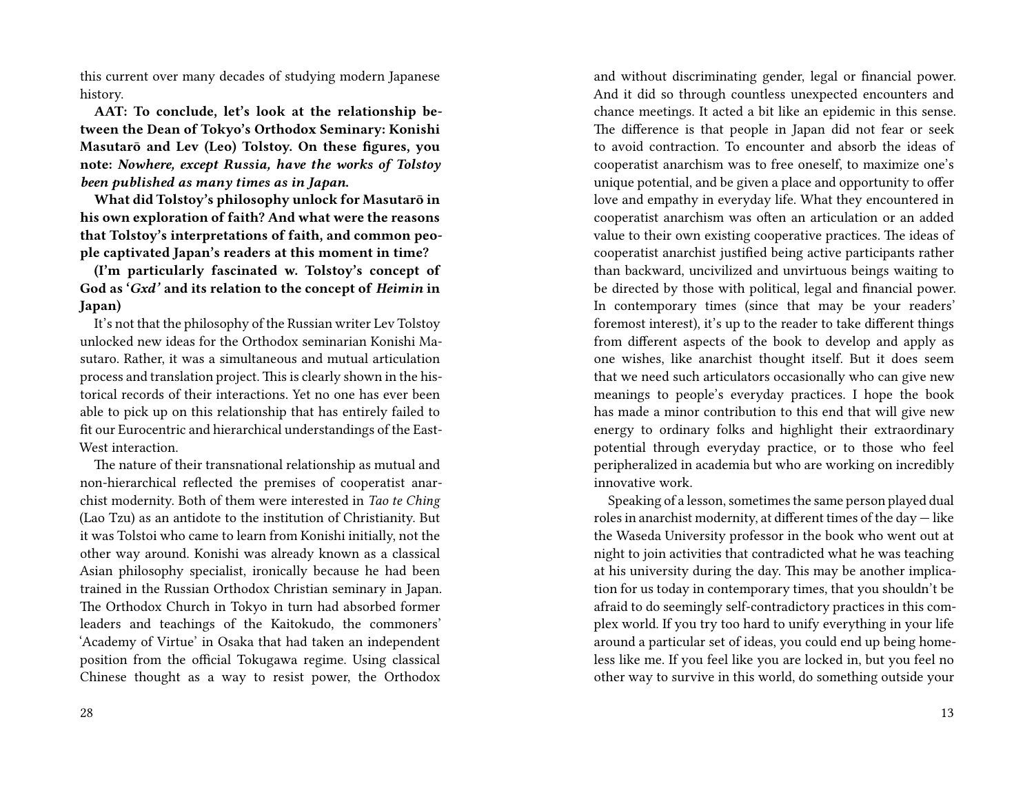this current over many decades of studying modern Japanese history.

**AAT: To conclude, let's look at the relationship between the Dean of Tokyo's Orthodox Seminary: Konishi Masutarō and Lev (Leo) Tolstoy. On these figures, you note:** ***Nowhere, except Russia, have the works of Tolstoy been published as many times as in Japan.***

**What did Tolstoy's philosophy unlock for Masutarō in his own exploration of faith? And what were the reasons that Tolstoy's interpretations of faith, and common people captivated Japan's readers at this moment in time?**

**(I'm particularly fascinated w. Tolstoy's concept of God as '*Gxd'* and its relation to the concept of *Heimin* in Japan)**

It's not that the philosophy of the Russian writer Lev Tolstoy unlocked new ideas for the Orthodox seminarian Konishi Masutaro. Rather, it was a simultaneous and mutual articulation process and translation project. This is clearly shown in the historical records of their interactions. Yet no one has ever been able to pick up on this relationship that has entirely failed to fit our Eurocentric and hierarchical understandings of the East-West interaction.

The nature of their transnational relationship as mutual and non-hierarchical reflected the premises of cooperatist anarchist modernity. Both of them were interested in *Tao te Ching* (Lao Tzu) as an antidote to the institution of Christianity. But it was Tolstoi who came to learn from Konishi initially, not the other way around. Konishi was already known as a classical Asian philosophy specialist, ironically because he had been trained in the Russian Orthodox Christian seminary in Japan. The Orthodox Church in Tokyo in turn had absorbed former leaders and teachings of the Kaitokudo, the commoners' 'Academy of Virtue' in Osaka that had taken an independent position from the official Tokugawa regime. Using classical Chinese thought as a way to resist power, the Orthodox

and without discriminating gender, legal or financial power. And it did so through countless unexpected encounters and chance meetings. It acted a bit like an epidemic in this sense. The difference is that people in Japan did not fear or seek to avoid contraction. To encounter and absorb the ideas of cooperatist anarchism was to free oneself, to maximize one's unique potential, and be given a place and opportunity to offer love and empathy in everyday life. What they encountered in cooperatist anarchism was often an articulation or an added value to their own existing cooperative practices. The ideas of cooperatist anarchist justified being active participants rather than backward, uncivilized and unvirtuous beings waiting to be directed by those with political, legal and financial power. In contemporary times (since that may be your readers' foremost interest), it's up to the reader to take different things from different aspects of the book to develop and apply as one wishes, like anarchist thought itself. But it does seem that we need such articulators occasionally who can give new meanings to people's everyday practices. I hope the book has made a minor contribution to this end that will give new energy to ordinary folks and highlight their extraordinary potential through everyday practice, or to those who feel peripheralized in academia but who are working on incredibly innovative work.

Speaking of a lesson, sometimes the same person played dual roles in anarchist modernity, at different times of the day — like the Waseda University professor in the book who went out at night to join activities that contradicted what he was teaching at his university during the day. This may be another implication for us today in contemporary times, that you shouldn't be afraid to do seemingly self-contradictory practices in this complex world. If you try too hard to unify everything in your life around a particular set of ideas, you could end up being homeless like me. If you feel like you are locked in, but you feel no other way to survive in this world, do something outside your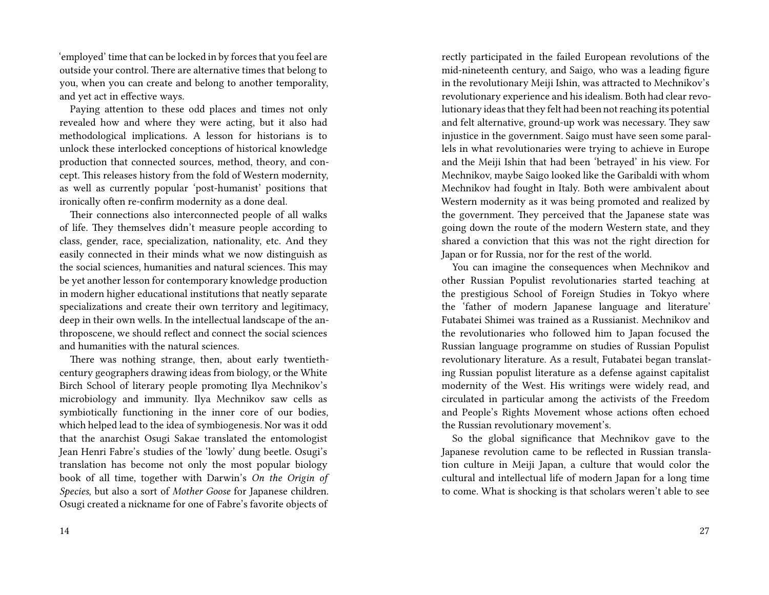'employed' time that can be locked in by forces that you feel are outside your control. There are alternative times that belong to you, when you can create and belong to another temporality, and yet act in effective ways.

Paying attention to these odd places and times not only revealed how and where they were acting, but it also had methodological implications. A lesson for historians is to unlock these interlocked conceptions of historical knowledge production that connected sources, method, theory, and concept. This releases history from the fold of Western modernity, as well as currently popular 'post-humanist' positions that ironically often re-confirm modernity as a done deal.

Their connections also interconnected people of all walks of life. They themselves didn't measure people according to class, gender, race, specialization, nationality, etc. And they easily connected in their minds what we now distinguish as the social sciences, humanities and natural sciences. This may be yet another lesson for contemporary knowledge production in modern higher educational institutions that neatly separate specializations and create their own territory and legitimacy, deep in their own wells. In the intellectual landscape of the anthroposcene, we should reflect and connect the social sciences and humanities with the natural sciences.

There was nothing strange, then, about early twentieth-century geographers drawing ideas from biology, or the White Birch School of literary people promoting Ilya Mechnikov's microbiology and immunity. Ilya Mechnikov saw cells as symbiotically functioning in the inner core of our bodies, which helped lead to the idea of symbiogenesis. Nor was it odd that the anarchist Osugi Sakae translated the entomologist Jean Henri Fabre's studies of the 'lowly' dung beetle. Osugi's translation has become not only the most popular biology book of all time, together with Darwin's *On the Origin of Species*, but also a sort of *Mother Goose* for Japanese children. Osugi created a nickname for one of Fabre's favorite objects of

rectly participated in the failed European revolutions of the mid-nineteenth century, and Saigo, who was a leading figure in the revolutionary Meiji Ishin, was attracted to Mechnikov's revolutionary experience and his idealism. Both had clear revolutionary ideas that they felt had been not reaching its potential and felt alternative, ground-up work was necessary. They saw injustice in the government. Saigo must have seen some parallels in what revolutionaries were trying to achieve in Europe and the Meiji Ishin that had been 'betrayed' in his view. For Mechnikov, maybe Saigo looked like the Garibaldi with whom Mechnikov had fought in Italy. Both were ambivalent about Western modernity as it was being promoted and realized by the government. They perceived that the Japanese state was going down the route of the modern Western state, and they shared a conviction that this was not the right direction for Japan or for Russia, nor for the rest of the world.

You can imagine the consequences when Mechnikov and other Russian Populist revolutionaries started teaching at the prestigious School of Foreign Studies in Tokyo where the 'father of modern Japanese language and literature' Futabatei Shimei was trained as a Russianist. Mechnikov and the revolutionaries who followed him to Japan focused the Russian language programme on studies of Russian Populist revolutionary literature. As a result, Futabatei began translating Russian populist literature as a defense against capitalist modernity of the West. His writings were widely read, and circulated in particular among the activists of the Freedom and People's Rights Movement whose actions often echoed the Russian revolutionary movement's.

So the global significance that Mechnikov gave to the Japanese revolution came to be reflected in Russian translation culture in Meiji Japan, a culture that would color the cultural and intellectual life of modern Japan for a long time to come. What is shocking is that scholars weren't able to see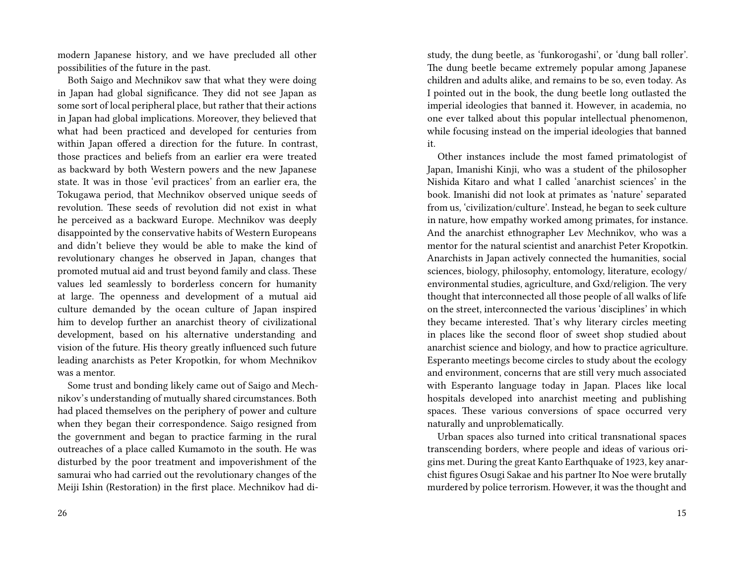modern Japanese history, and we have precluded all other possibilities of the future in the past.

Both Saigo and Mechnikov saw that what they were doing in Japan had global significance. They did not see Japan as some sort of local peripheral place, but rather that their actions in Japan had global implications. Moreover, they believed that what had been practiced and developed for centuries from within Japan offered a direction for the future. In contrast, those practices and beliefs from an earlier era were treated as backward by both Western powers and the new Japanese state. It was in those 'evil practices' from an earlier era, the Tokugawa period, that Mechnikov observed unique seeds of revolution. These seeds of revolution did not exist in what he perceived as a backward Europe. Mechnikov was deeply disappointed by the conservative habits of Western Europeans and didn't believe they would be able to make the kind of revolutionary changes he observed in Japan, changes that promoted mutual aid and trust beyond family and class. These values led seamlessly to borderless concern for humanity at large. The openness and development of a mutual aid culture demanded by the ocean culture of Japan inspired him to develop further an anarchist theory of civilizational development, based on his alternative understanding and vision of the future. His theory greatly influenced such future leading anarchists as Peter Kropotkin, for whom Mechnikov was a mentor.

Some trust and bonding likely came out of Saigo and Mechnikov's understanding of mutually shared circumstances. Both had placed themselves on the periphery of power and culture when they began their correspondence. Saigo resigned from the government and began to practice farming in the rural outreaches of a place called Kumamoto in the south. He was disturbed by the poor treatment and impoverishment of the samurai who had carried out the revolutionary changes of the Meiji Ishin (Restoration) in the first place. Mechnikov had di-

study, the dung beetle, as 'funkorogashi', or 'dung ball roller'. The dung beetle became extremely popular among Japanese children and adults alike, and remains to be so, even today. As I pointed out in the book, the dung beetle long outlasted the imperial ideologies that banned it. However, in academia, no one ever talked about this popular intellectual phenomenon, while focusing instead on the imperial ideologies that banned it.

Other instances include the most famed primatologist of Japan, Imanishi Kinji, who was a student of the philosopher Nishida Kitaro and what I called 'anarchist sciences' in the book. Imanishi did not look at primates as 'nature' separated from us, 'civilization/culture'. Instead, he began to seek culture in nature, how empathy worked among primates, for instance. And the anarchist ethnographer Lev Mechnikov, who was a mentor for the natural scientist and anarchist Peter Kropotkin. Anarchists in Japan actively connected the humanities, social sciences, biology, philosophy, entomology, literature, ecology/environmental studies, agriculture, and Gxd/religion. The very thought that interconnected all those people of all walks of life on the street, interconnected the various 'disciplines' in which they became interested. That's why literary circles meeting in places like the second floor of sweet shop studied about anarchist science and biology, and how to practice agriculture. Esperanto meetings become circles to study about the ecology and environment, concerns that are still very much associated with Esperanto language today in Japan. Places like local hospitals developed into anarchist meeting and publishing spaces. These various conversions of space occurred very naturally and unproblematically.

Urban spaces also turned into critical transnational spaces transcending borders, where people and ideas of various origins met. During the great Kanto Earthquake of 1923, key anarchist figures Osugi Sakae and his partner Ito Noe were brutally murdered by police terrorism. However, it was the thought and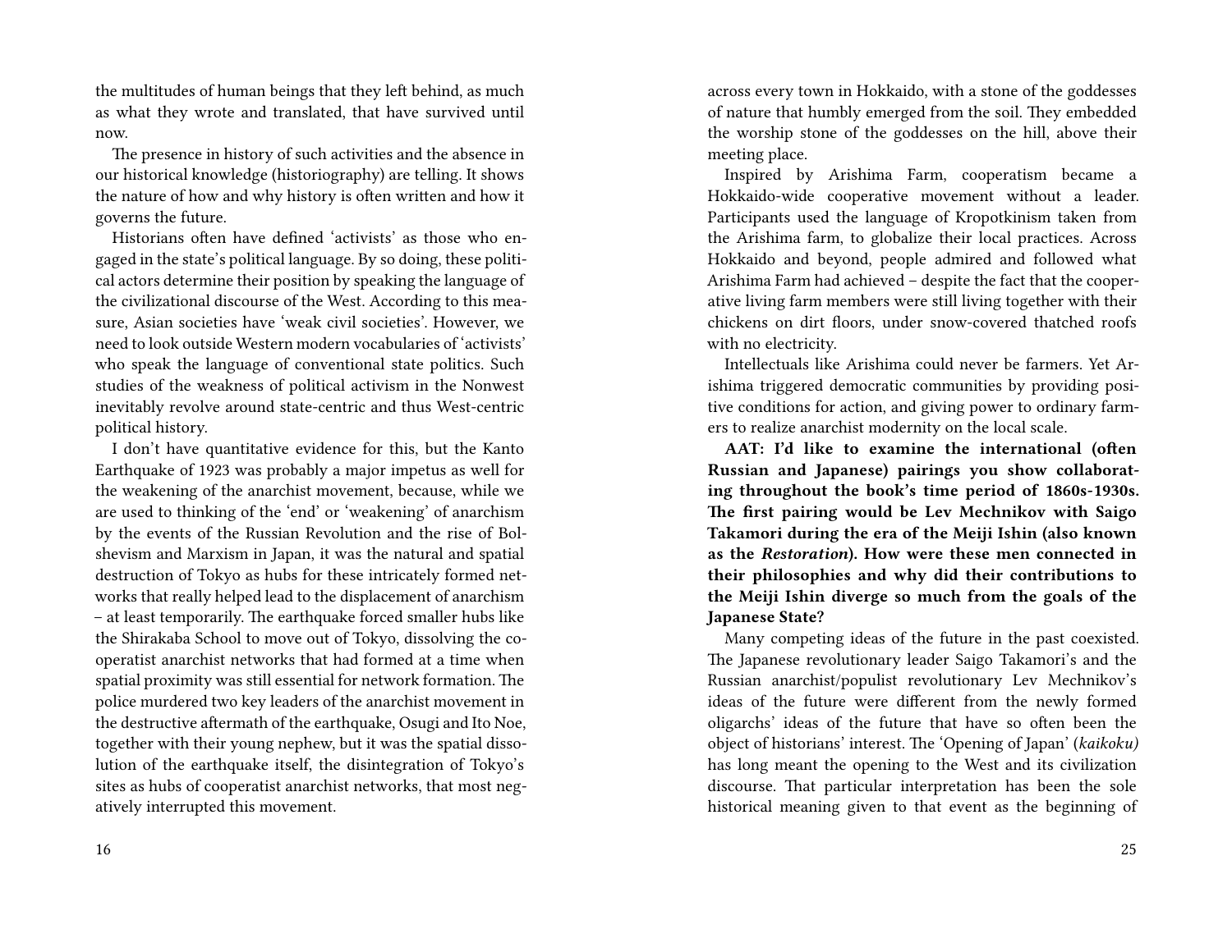the multitudes of human beings that they left behind, as much as what they wrote and translated, that have survived until now.

The presence in history of such activities and the absence in our historical knowledge (historiography) are telling. It shows the nature of how and why history is often written and how it governs the future.

Historians often have defined 'activists' as those who engaged in the state's political language. By so doing, these political actors determine their position by speaking the language of the civilizational discourse of the West. According to this measure, Asian societies have 'weak civil societies'. However, we need to look outside Western modern vocabularies of 'activists' who speak the language of conventional state politics. Such studies of the weakness of political activism in the Nonwest inevitably revolve around state-centric and thus West-centric political history.

I don't have quantitative evidence for this, but the Kanto Earthquake of 1923 was probably a major impetus as well for the weakening of the anarchist movement, because, while we are used to thinking of the 'end' or 'weakening' of anarchism by the events of the Russian Revolution and the rise of Bolshevism and Marxism in Japan, it was the natural and spatial destruction of Tokyo as hubs for these intricately formed networks that really helped lead to the displacement of anarchism – at least temporarily. The earthquake forced smaller hubs like the Shirakaba School to move out of Tokyo, dissolving the cooperatist anarchist networks that had formed at a time when spatial proximity was still essential for network formation. The police murdered two key leaders of the anarchist movement in the destructive aftermath of the earthquake, Osugi and Ito Noe, together with their young nephew, but it was the spatial dissolution of the earthquake itself, the disintegration of Tokyo's sites as hubs of cooperatist anarchist networks, that most negatively interrupted this movement.

across every town in Hokkaido, with a stone of the goddesses of nature that humbly emerged from the soil. They embedded the worship stone of the goddesses on the hill, above their meeting place.

Inspired by Arishima Farm, cooperatism became a Hokkaido-wide cooperative movement without a leader. Participants used the language of Kropotkinism taken from the Arishima farm, to globalize their local practices. Across Hokkaido and beyond, people admired and followed what Arishima Farm had achieved – despite the fact that the cooperative living farm members were still living together with their chickens on dirt floors, under snow-covered thatched roofs with no electricity.

Intellectuals like Arishima could never be farmers. Yet Arishima triggered democratic communities by providing positive conditions for action, and giving power to ordinary farmers to realize anarchist modernity on the local scale.

**AAT: I'd like to examine the international (often Russian and Japanese) pairings you show collaborating throughout the book's time period of 1860s-1930s. The first pairing would be Lev Mechnikov with Saigo Takamori during the era of the Meiji Ishin (also known as the *Restoration*). How were these men connected in their philosophies and why did their contributions to the Meiji Ishin diverge so much from the goals of the Japanese State?**

Many competing ideas of the future in the past coexisted. The Japanese revolutionary leader Saigo Takamori's and the Russian anarchist/populist revolutionary Lev Mechnikov's ideas of the future were different from the newly formed oligarchs' ideas of the future that have so often been the object of historians' interest. The 'Opening of Japan' (*kaikoku)* has long meant the opening to the West and its civilization discourse. That particular interpretation has been the sole historical meaning given to that event as the beginning of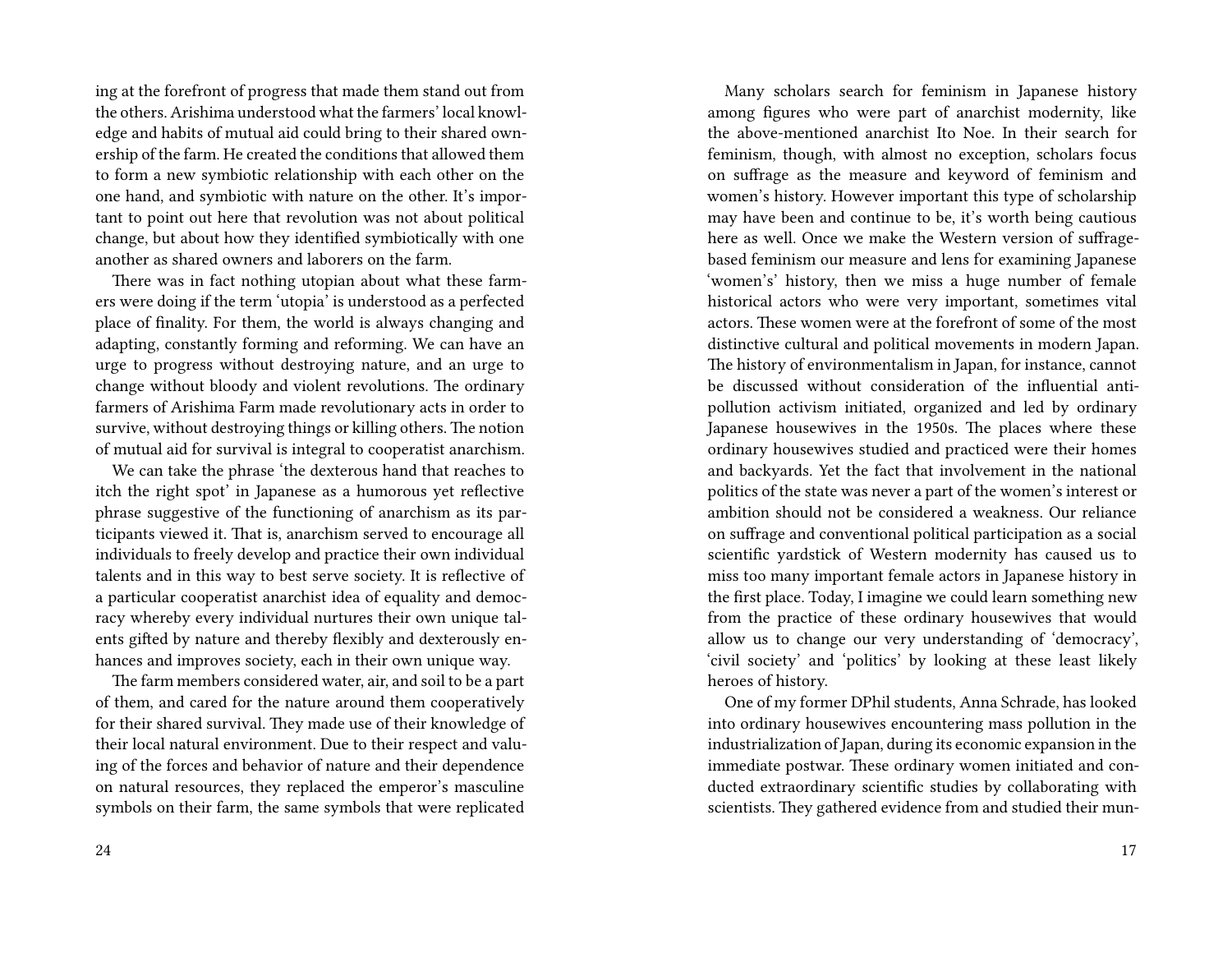ing at the forefront of progress that made them stand out from the others. Arishima understood what the farmers' local knowledge and habits of mutual aid could bring to their shared ownership of the farm. He created the conditions that allowed them to form a new symbiotic relationship with each other on the one hand, and symbiotic with nature on the other. It's important to point out here that revolution was not about political change, but about how they identified symbiotically with one another as shared owners and laborers on the farm.

There was in fact nothing utopian about what these farmers were doing if the term 'utopia' is understood as a perfected place of finality. For them, the world is always changing and adapting, constantly forming and reforming. We can have an urge to progress without destroying nature, and an urge to change without bloody and violent revolutions. The ordinary farmers of Arishima Farm made revolutionary acts in order to survive, without destroying things or killing others. The notion of mutual aid for survival is integral to cooperatist anarchism.

We can take the phrase 'the dexterous hand that reaches to itch the right spot' in Japanese as a humorous yet reflective phrase suggestive of the functioning of anarchism as its participants viewed it. That is, anarchism served to encourage all individuals to freely develop and practice their own individual talents and in this way to best serve society. It is reflective of a particular cooperatist anarchist idea of equality and democracy whereby every individual nurtures their own unique talents gifted by nature and thereby flexibly and dexterously enhances and improves society, each in their own unique way.

The farm members considered water, air, and soil to be a part of them, and cared for the nature around them cooperatively for their shared survival. They made use of their knowledge of their local natural environment. Due to their respect and valuing of the forces and behavior of nature and their dependence on natural resources, they replaced the emperor's masculine symbols on their farm, the same symbols that were replicated

Many scholars search for feminism in Japanese history among figures who were part of anarchist modernity, like the above-mentioned anarchist Ito Noe. In their search for feminism, though, with almost no exception, scholars focus on suffrage as the measure and keyword of feminism and women's history. However important this type of scholarship may have been and continue to be, it's worth being cautious here as well. Once we make the Western version of suffrage-based feminism our measure and lens for examining Japanese 'women's' history, then we miss a huge number of female historical actors who were very important, sometimes vital actors. These women were at the forefront of some of the most distinctive cultural and political movements in modern Japan. The history of environmentalism in Japan, for instance, cannot be discussed without consideration of the influential anti-pollution activism initiated, organized and led by ordinary Japanese housewives in the 1950s. The places where these ordinary housewives studied and practiced were their homes and backyards. Yet the fact that involvement in the national politics of the state was never a part of the women's interest or ambition should not be considered a weakness. Our reliance on suffrage and conventional political participation as a social scientific yardstick of Western modernity has caused us to miss too many important female actors in Japanese history in the first place. Today, I imagine we could learn something new from the practice of these ordinary housewives that would allow us to change our very understanding of 'democracy', 'civil society' and 'politics' by looking at these least likely heroes of history.

One of my former DPhil students, Anna Schrade, has looked into ordinary housewives encountering mass pollution in the industrialization of Japan, during its economic expansion in the immediate postwar. These ordinary women initiated and conducted extraordinary scientific studies by collaborating with scientists. They gathered evidence from and studied their mun-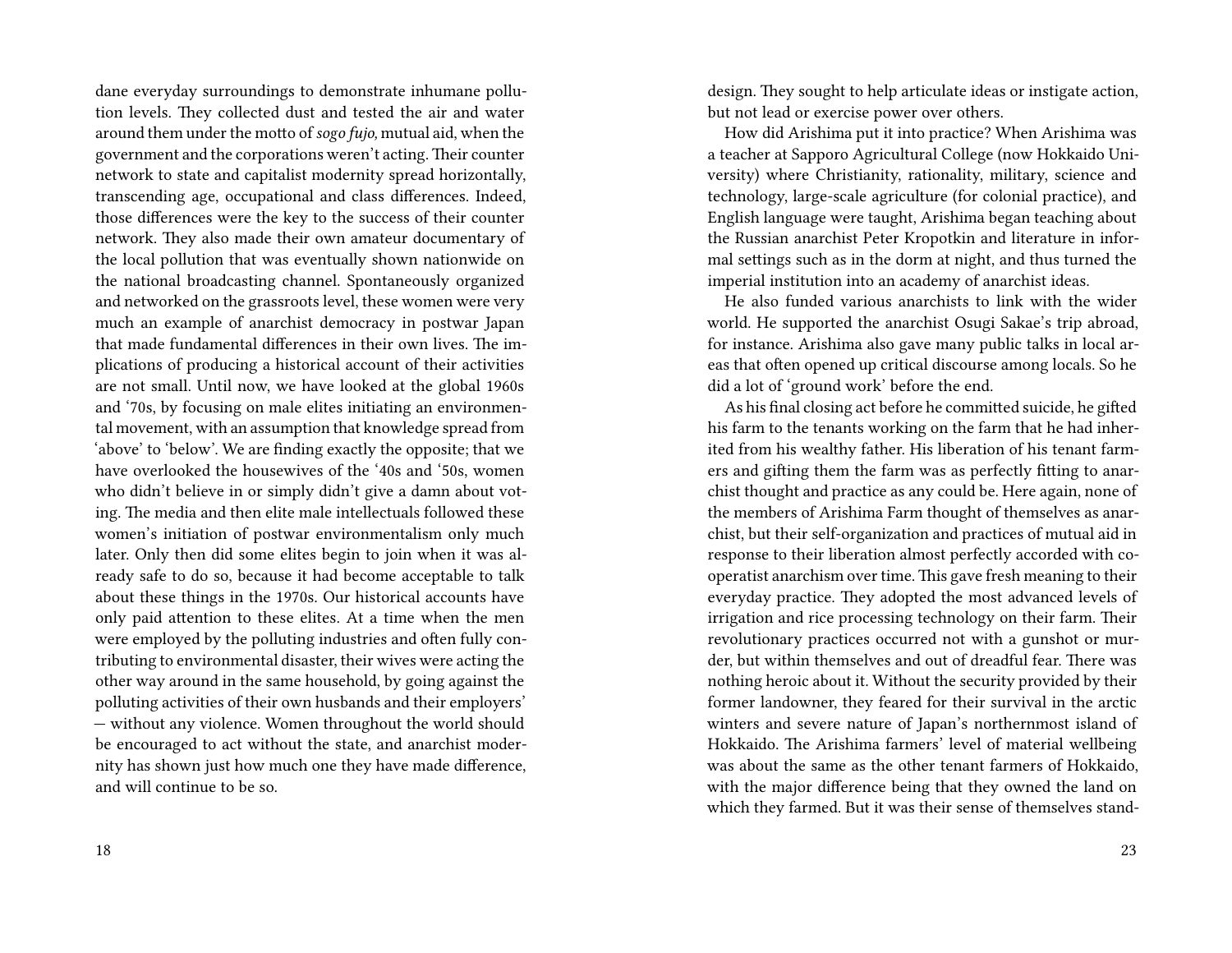dane everyday surroundings to demonstrate inhumane pollution levels. They collected dust and tested the air and water around them under the motto of *sogo fujo,* mutual aid, when the government and the corporations weren't acting. Their counter network to state and capitalist modernity spread horizontally, transcending age, occupational and class differences. Indeed, those differences were the key to the success of their counter network. They also made their own amateur documentary of the local pollution that was eventually shown nationwide on the national broadcasting channel. Spontaneously organized and networked on the grassroots level, these women were very much an example of anarchist democracy in postwar Japan that made fundamental differences in their own lives. The implications of producing a historical account of their activities are not small. Until now, we have looked at the global 1960s and '70s, by focusing on male elites initiating an environmental movement, with an assumption that knowledge spread from 'above' to 'below'. We are finding exactly the opposite; that we have overlooked the housewives of the '40s and '50s, women who didn't believe in or simply didn't give a damn about voting. The media and then elite male intellectuals followed these women's initiation of postwar environmentalism only much later. Only then did some elites begin to join when it was already safe to do so, because it had become acceptable to talk about these things in the 1970s. Our historical accounts have only paid attention to these elites. At a time when the men were employed by the polluting industries and often fully contributing to environmental disaster, their wives were acting the other way around in the same household, by going against the polluting activities of their own husbands and their employers' — without any violence. Women throughout the world should be encouraged to act without the state, and anarchist modernity has shown just how much one they have made difference, and will continue to be so.

design. They sought to help articulate ideas or instigate action, but not lead or exercise power over others.

How did Arishima put it into practice? When Arishima was a teacher at Sapporo Agricultural College (now Hokkaido University) where Christianity, rationality, military, science and technology, large-scale agriculture (for colonial practice), and English language were taught, Arishima began teaching about the Russian anarchist Peter Kropotkin and literature in informal settings such as in the dorm at night, and thus turned the imperial institution into an academy of anarchist ideas.

He also funded various anarchists to link with the wider world. He supported the anarchist Osugi Sakae's trip abroad, for instance. Arishima also gave many public talks in local areas that often opened up critical discourse among locals. So he did a lot of 'ground work' before the end.

As his final closing act before he committed suicide, he gifted his farm to the tenants working on the farm that he had inherited from his wealthy father. His liberation of his tenant farmers and gifting them the farm was as perfectly fitting to anarchist thought and practice as any could be. Here again, none of the members of Arishima Farm thought of themselves as anarchist, but their self-organization and practices of mutual aid in response to their liberation almost perfectly accorded with cooperatist anarchism over time. This gave fresh meaning to their everyday practice. They adopted the most advanced levels of irrigation and rice processing technology on their farm. Their revolutionary practices occurred not with a gunshot or murder, but within themselves and out of dreadful fear. There was nothing heroic about it. Without the security provided by their former landowner, they feared for their survival in the arctic winters and severe nature of Japan's northernmost island of Hokkaido. The Arishima farmers' level of material wellbeing was about the same as the other tenant farmers of Hokkaido, with the major difference being that they owned the land on which they farmed. But it was their sense of themselves stand-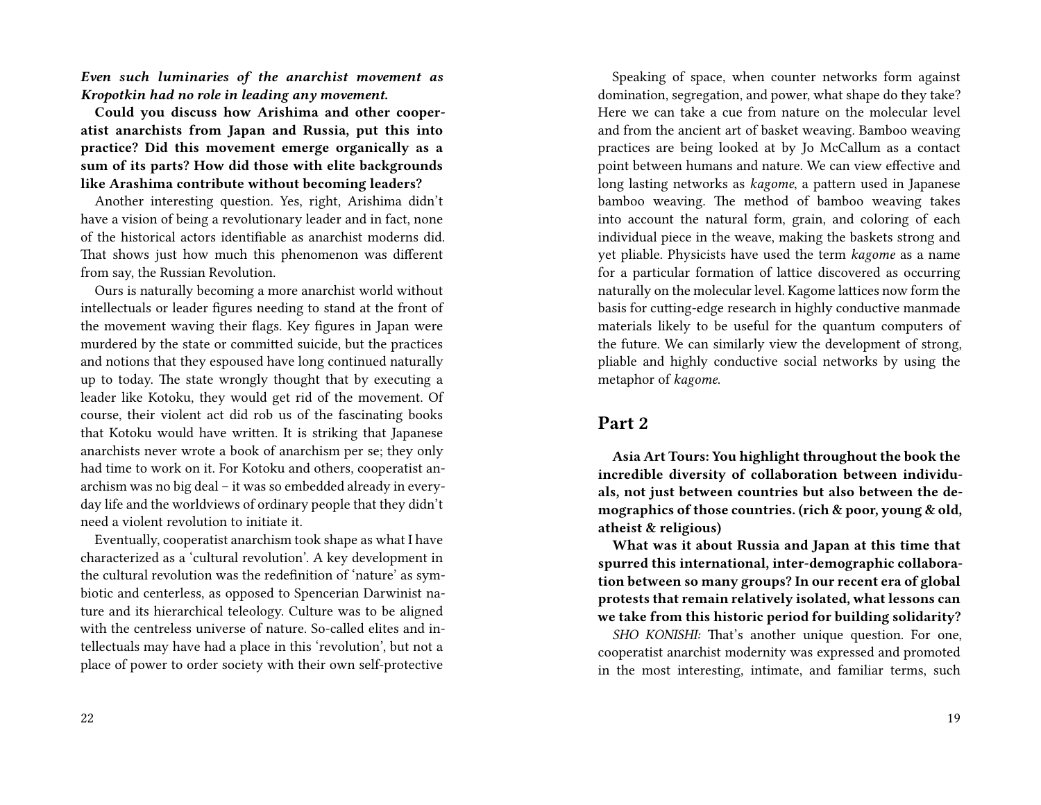*Even such luminaries of the anarchist movement as Kropotkin had no role in leading any movement.*

**Could you discuss how Arishima and other cooperatist anarchists from Japan and Russia, put this into practice? Did this movement emerge organically as a sum of its parts? How did those with elite backgrounds like Arashima contribute without becoming leaders?**

Another interesting question. Yes, right, Arishima didn't have a vision of being a revolutionary leader and in fact, none of the historical actors identifiable as anarchist moderns did. That shows just how much this phenomenon was different from say, the Russian Revolution.

Ours is naturally becoming a more anarchist world without intellectuals or leader figures needing to stand at the front of the movement waving their flags. Key figures in Japan were murdered by the state or committed suicide, but the practices and notions that they espoused have long continued naturally up to today. The state wrongly thought that by executing a leader like Kotoku, they would get rid of the movement. Of course, their violent act did rob us of the fascinating books that Kotoku would have written. It is striking that Japanese anarchists never wrote a book of anarchism per se; they only had time to work on it. For Kotoku and others, cooperatist anarchism was no big deal – it was so embedded already in everyday life and the worldviews of ordinary people that they didn't need a violent revolution to initiate it.

Eventually, cooperatist anarchism took shape as what I have characterized as a 'cultural revolution'. A key development in the cultural revolution was the redefinition of 'nature' as symbiotic and centerless, as opposed to Spencerian Darwinist nature and its hierarchical teleology. Culture was to be aligned with the centreless universe of nature. So-called elites and intellectuals may have had a place in this 'revolution', but not a place of power to order society with their own self-protective

Speaking of space, when counter networks form against domination, segregation, and power, what shape do they take? Here we can take a cue from nature on the molecular level and from the ancient art of basket weaving. Bamboo weaving practices are being looked at by Jo McCallum as a contact point between humans and nature. We can view effective and long lasting networks as *kagome*, a pattern used in Japanese bamboo weaving. The method of bamboo weaving takes into account the natural form, grain, and coloring of each individual piece in the weave, making the baskets strong and yet pliable. Physicists have used the term *kagome* as a name for a particular formation of lattice discovered as occurring naturally on the molecular level. Kagome lattices now form the basis for cutting-edge research in highly conductive manmade materials likely to be useful for the quantum computers of the future. We can similarly view the development of strong, pliable and highly conductive social networks by using the metaphor of *kagome*.

## Part 2

**Asia Art Tours: You highlight throughout the book the incredible diversity of collaboration between individuals, not just between countries but also between the demographics of those countries. (rich & poor, young & old, atheist & religious)**

**What was it about Russia and Japan at this time that spurred this international, inter-demographic collaboration between so many groups? In our recent era of global protests that remain relatively isolated, what lessons can we take from this historic period for building solidarity?**

*SHO KONISHI:* That's another unique question. For one, cooperatist anarchist modernity was expressed and promoted in the most interesting, intimate, and familiar terms, such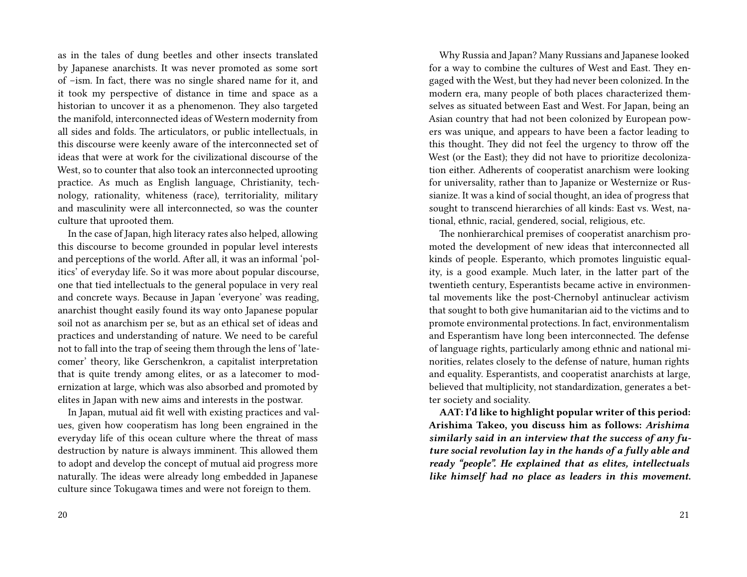as in the tales of dung beetles and other insects translated by Japanese anarchists. It was never promoted as some sort of –ism. In fact, there was no single shared name for it, and it took my perspective of distance in time and space as a historian to uncover it as a phenomenon. They also targeted the manifold, interconnected ideas of Western modernity from all sides and folds. The articulators, or public intellectuals, in this discourse were keenly aware of the interconnected set of ideas that were at work for the civilizational discourse of the West, so to counter that also took an interconnected uprooting practice. As much as English language, Christianity, technology, rationality, whiteness (race), territoriality, military and masculinity were all interconnected, so was the counter culture that uprooted them.

In the case of Japan, high literacy rates also helped, allowing this discourse to become grounded in popular level interests and perceptions of the world. After all, it was an informal 'politics' of everyday life. So it was more about popular discourse, one that tied intellectuals to the general populace in very real and concrete ways. Because in Japan 'everyone' was reading, anarchist thought easily found its way onto Japanese popular soil not as anarchism per se, but as an ethical set of ideas and practices and understanding of nature. We need to be careful not to fall into the trap of seeing them through the lens of 'latecomer' theory, like Gerschenkron, a capitalist interpretation that is quite trendy among elites, or as a latecomer to modernization at large, which was also absorbed and promoted by elites in Japan with new aims and interests in the postwar.

In Japan, mutual aid fit well with existing practices and values, given how cooperatism has long been engrained in the everyday life of this ocean culture where the threat of mass destruction by nature is always imminent. This allowed them to adopt and develop the concept of mutual aid progress more naturally. The ideas were already long embedded in Japanese culture since Tokugawa times and were not foreign to them.

Why Russia and Japan? Many Russians and Japanese looked for a way to combine the cultures of West and East. They engaged with the West, but they had never been colonized. In the modern era, many people of both places characterized themselves as situated between East and West. For Japan, being an Asian country that had not been colonized by European powers was unique, and appears to have been a factor leading to this thought. They did not feel the urgency to throw off the West (or the East); they did not have to prioritize decolonization either. Adherents of cooperatist anarchism were looking for universality, rather than to Japanize or Westernize or Russianize. It was a kind of social thought, an idea of progress that sought to transcend hierarchies of all kinds: East vs. West, national, ethnic, racial, gendered, social, religious, etc.

The nonhierarchical premises of cooperatist anarchism promoted the development of new ideas that interconnected all kinds of people. Esperanto, which promotes linguistic equality, is a good example. Much later, in the latter part of the twentieth century, Esperantists became active in environmental movements like the post-Chernobyl antinuclear activism that sought to both give humanitarian aid to the victims and to promote environmental protections. In fact, environmentalism and Esperantism have long been interconnected. The defense of language rights, particularly among ethnic and national minorities, relates closely to the defense of nature, human rights and equality. Esperantists, and cooperatist anarchists at large, believed that multiplicity, not standardization, generates a better society and sociality.

**AAT: I'd like to highlight popular writer of this period: Arishima Takeo, you discuss him as follows:** ***Arishima similarly said in an interview that the success of any future social revolution lay in the hands of a fully able and ready "people". He explained that as elites, intellectuals like himself had no place as leaders in this movement.***